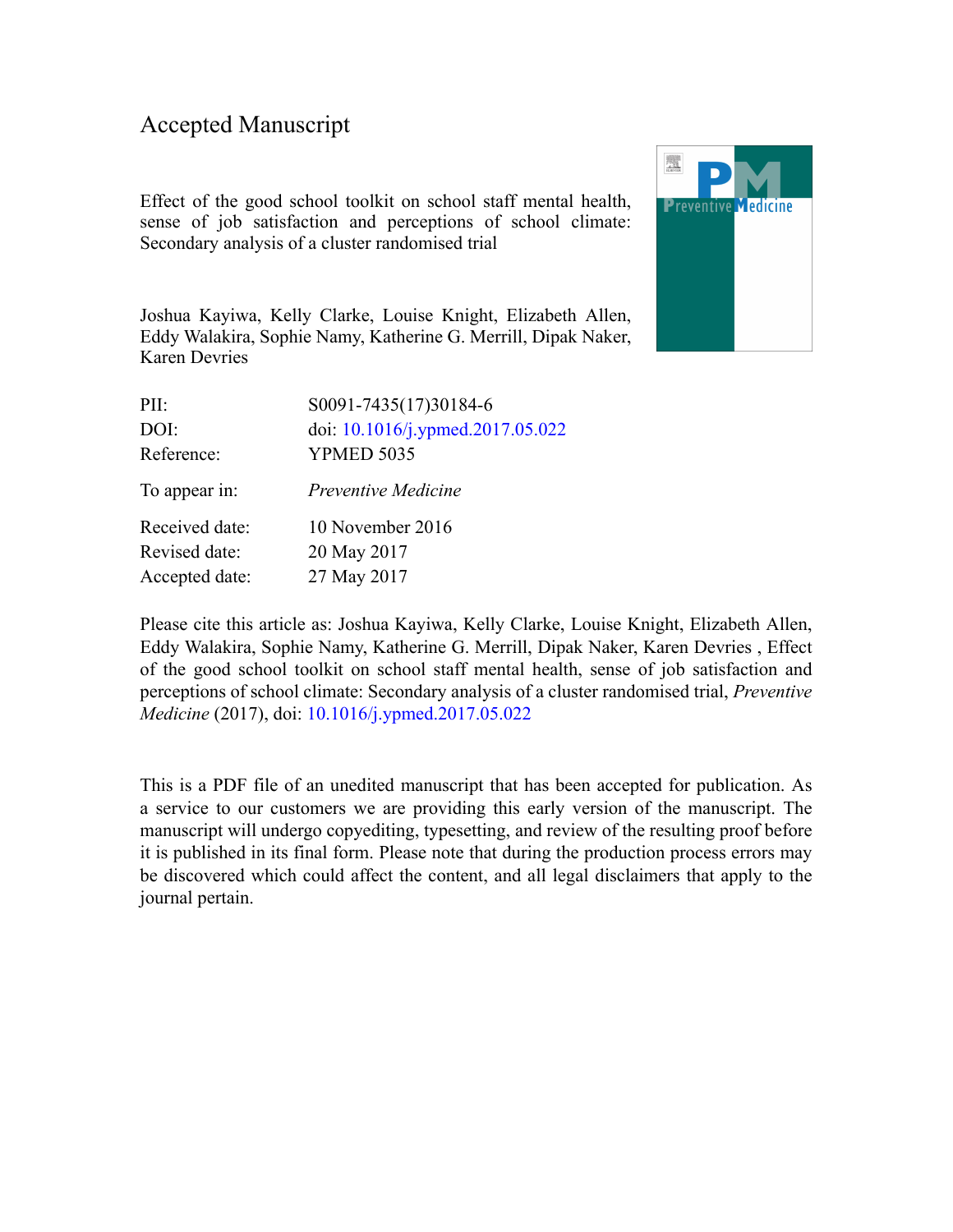# Accepted Manuscript

Effect of the good school toolkit on school staff mental health, sense of job satisfaction and perceptions of school climate: Secondary analysis of a cluster randomised trial

Joshua Kayiwa, Kelly Clarke, Louise Knight, Elizabeth Allen, Eddy Walakira, Sophie Namy, Katherine G. Merrill, Dipak Naker, Karen Devries

| | |
|---|---|
| PII: | S0091-7435(17)30184-6 |
| DOI: | doi: 10.1016/j.ypmed.2017.05.022 |
| Reference: | YPMED 5035 |
| To appear in: | *Preventive Medicine* |
| Received date: | 10 November 2016 |
| Revised date: | 20 May 2017 |
| Accepted date: | 27 May 2017 |

Please cite this article as: Joshua Kayiwa, Kelly Clarke, Louise Knight, Elizabeth Allen, Eddy Walakira, Sophie Namy, Katherine G. Merrill, Dipak Naker, Karen Devries , Effect of the good school toolkit on school staff mental health, sense of job satisfaction and perceptions of school climate: Secondary analysis of a cluster randomised trial, *Preventive Medicine* (2017), doi: 10.1016/j.ypmed.2017.05.022

This is a PDF file of an unedited manuscript that has been accepted for publication. As a service to our customers we are providing this early version of the manuscript. The manuscript will undergo copyediting, typesetting, and review of the resulting proof before it is published in its final form. Please note that during the production process errors may be discovered which could affect the content, and all legal disclaimers that apply to the journal pertain.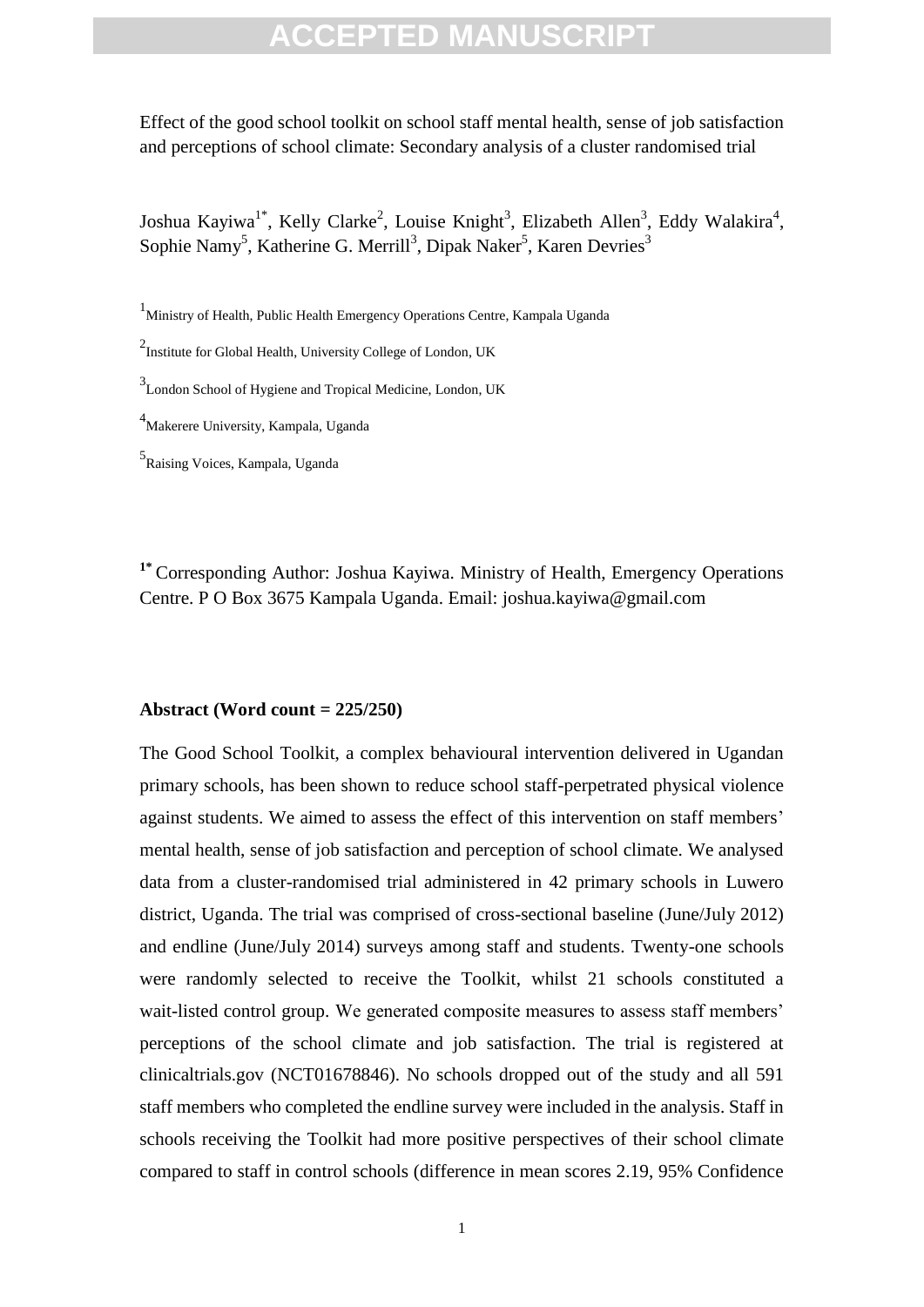Effect of the good school toolkit on school staff mental health, sense of job satisfaction and perceptions of school climate: Secondary analysis of a cluster randomised trial

Joshua Kayiwa[1*], Kelly Clarke[2], Louise Knight[3], Elizabeth Allen[3], Eddy Walakira[4], Sophie Namy[5], Katherine G. Merrill[3], Dipak Naker[5], Karen Devries[3]

[1]Ministry of Health, Public Health Emergency Operations Centre, Kampala Uganda

[2]Institute for Global Health, University College of London, UK

[3]London School of Hygiene and Tropical Medicine, London, UK

[4]Makerere University, Kampala, Uganda

[5]Raising Voices, Kampala, Uganda

**[1*]** Corresponding Author: Joshua Kayiwa. Ministry of Health, Emergency Operations Centre. P O Box 3675 Kampala Uganda. Email: joshua.kayiwa@gmail.com

**Abstract (Word count = 225/250)**

The Good School Toolkit, a complex behavioural intervention delivered in Ugandan primary schools, has been shown to reduce school staff-perpetrated physical violence against students. We aimed to assess the effect of this intervention on staff members' mental health, sense of job satisfaction and perception of school climate. We analysed data from a cluster-randomised trial administered in 42 primary schools in Luwero district, Uganda. The trial was comprised of cross-sectional baseline (June/July 2012) and endline (June/July 2014) surveys among staff and students. Twenty-one schools were randomly selected to receive the Toolkit, whilst 21 schools constituted a wait-listed control group. We generated composite measures to assess staff members' perceptions of the school climate and job satisfaction. The trial is registered at clinicaltrials.gov (NCT01678846). No schools dropped out of the study and all 591 staff members who completed the endline survey were included in the analysis. Staff in schools receiving the Toolkit had more positive perspectives of their school climate compared to staff in control schools (difference in mean scores 2.19, 95% Confidence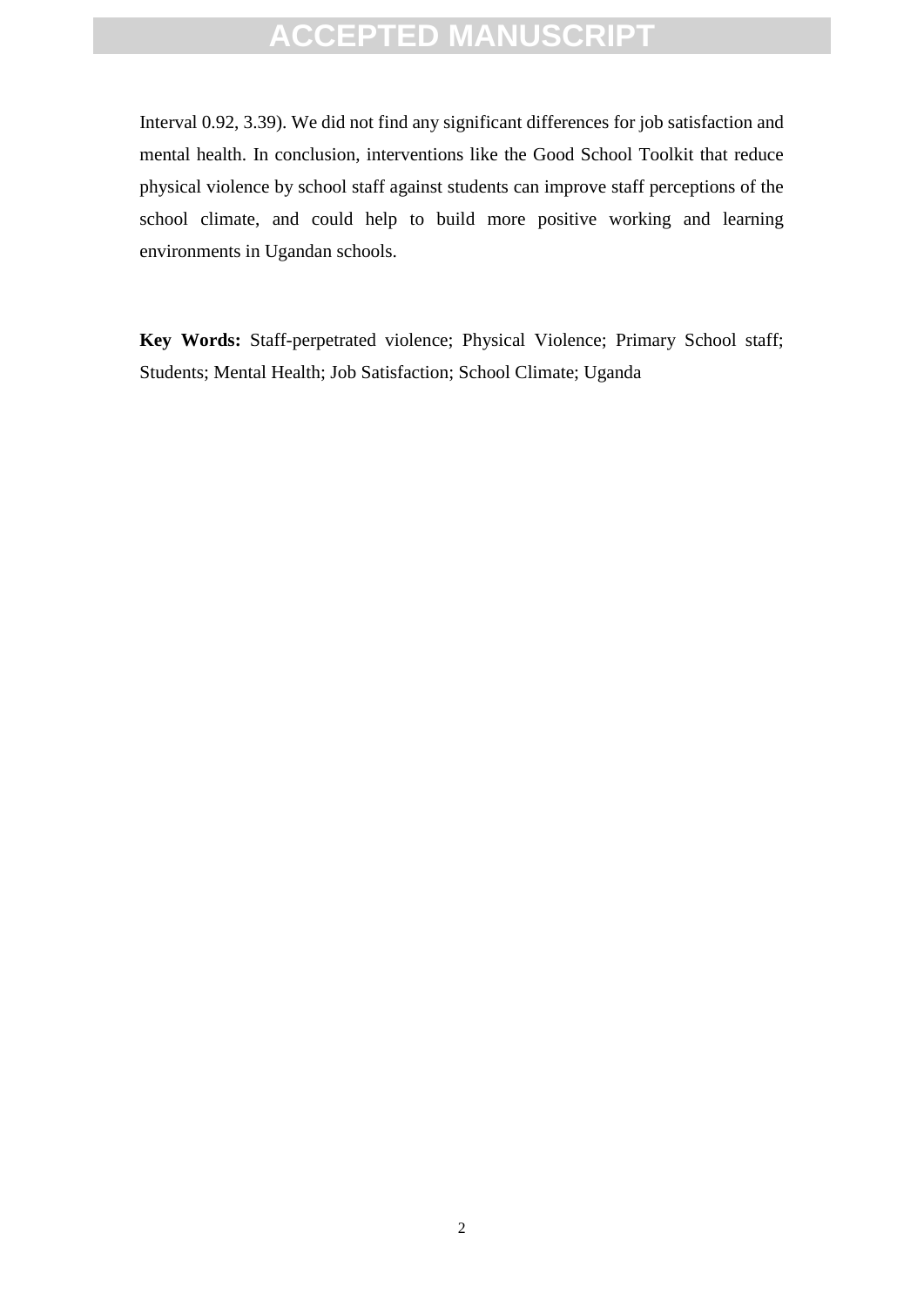Interval 0.92, 3.39). We did not find any significant differences for job satisfaction and mental health. In conclusion, interventions like the Good School Toolkit that reduce physical violence by school staff against students can improve staff perceptions of the school climate, and could help to build more positive working and learning environments in Ugandan schools.

**Key Words:** Staff-perpetrated violence; Physical Violence; Primary School staff; Students; Mental Health; Job Satisfaction; School Climate; Uganda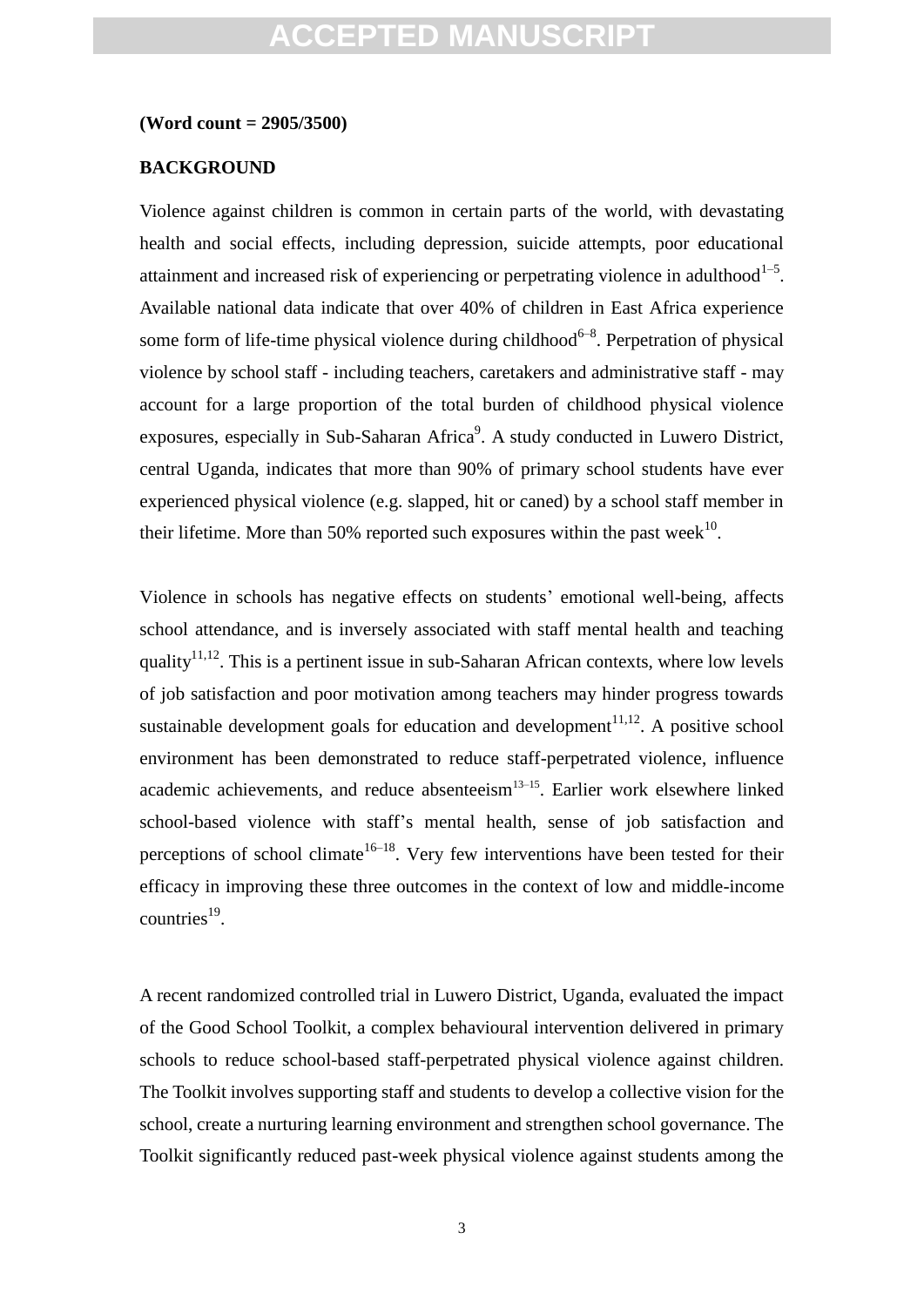**(Word count = 2905/3500)**

## BACKGROUND

Violence against children is common in certain parts of the world, with devastating health and social effects, including depression, suicide attempts, poor educational attainment and increased risk of experiencing or perpetrating violence in adulthood[1–5]. Available national data indicate that over 40% of children in East Africa experience some form of life-time physical violence during childhood[6–8]. Perpetration of physical violence by school staff - including teachers, caretakers and administrative staff - may account for a large proportion of the total burden of childhood physical violence exposures, especially in Sub-Saharan Africa[9]. A study conducted in Luwero District, central Uganda, indicates that more than 90% of primary school students have ever experienced physical violence (e.g. slapped, hit or caned) by a school staff member in their lifetime. More than 50% reported such exposures within the past week[10].

Violence in schools has negative effects on students' emotional well-being, affects school attendance, and is inversely associated with staff mental health and teaching quality[11,12]. This is a pertinent issue in sub-Saharan African contexts, where low levels of job satisfaction and poor motivation among teachers may hinder progress towards sustainable development goals for education and development[11,12]. A positive school environment has been demonstrated to reduce staff-perpetrated violence, influence academic achievements, and reduce absenteeism[13–15]. Earlier work elsewhere linked school-based violence with staff's mental health, sense of job satisfaction and perceptions of school climate[16–18]. Very few interventions have been tested for their efficacy in improving these three outcomes in the context of low and middle-income countries[19].

A recent randomized controlled trial in Luwero District, Uganda, evaluated the impact of the Good School Toolkit, a complex behavioural intervention delivered in primary schools to reduce school-based staff-perpetrated physical violence against children. The Toolkit involves supporting staff and students to develop a collective vision for the school, create a nurturing learning environment and strengthen school governance. The Toolkit significantly reduced past-week physical violence against students among the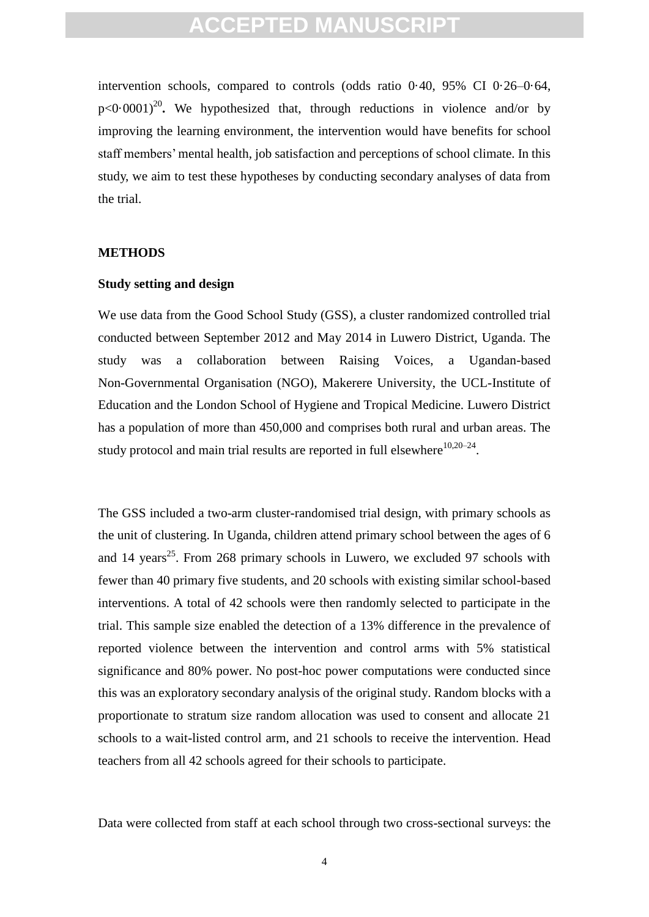intervention schools, compared to controls (odds ratio 0·40, 95% CI 0·26–0·64, p<0·0001)[20]**.** We hypothesized that, through reductions in violence and/or by improving the learning environment, the intervention would have benefits for school staff members' mental health, job satisfaction and perceptions of school climate. In this study, we aim to test these hypotheses by conducting secondary analyses of data from the trial.

## METHODS

### Study setting and design

We use data from the Good School Study (GSS), a cluster randomized controlled trial conducted between September 2012 and May 2014 in Luwero District, Uganda. The study was a collaboration between Raising Voices, a Ugandan-based Non-Governmental Organisation (NGO), Makerere University, the UCL-Institute of Education and the London School of Hygiene and Tropical Medicine. Luwero District has a population of more than 450,000 and comprises both rural and urban areas. The study protocol and main trial results are reported in full elsewhere[10,20–24].

The GSS included a two-arm cluster-randomised trial design, with primary schools as the unit of clustering. In Uganda, children attend primary school between the ages of 6 and 14 years[25]. From 268 primary schools in Luwero, we excluded 97 schools with fewer than 40 primary five students, and 20 schools with existing similar school-based interventions. A total of 42 schools were then randomly selected to participate in the trial. This sample size enabled the detection of a 13% difference in the prevalence of reported violence between the intervention and control arms with 5% statistical significance and 80% power. No post-hoc power computations were conducted since this was an exploratory secondary analysis of the original study. Random blocks with a proportionate to stratum size random allocation was used to consent and allocate 21 schools to a wait-listed control arm, and 21 schools to receive the intervention. Head teachers from all 42 schools agreed for their schools to participate.

Data were collected from staff at each school through two cross-sectional surveys: the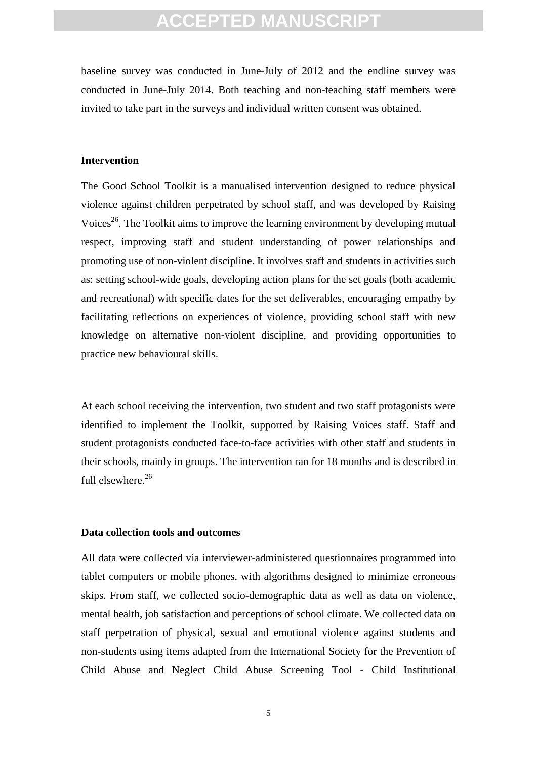baseline survey was conducted in June-July of 2012 and the endline survey was conducted in June-July 2014. Both teaching and non-teaching staff members were invited to take part in the surveys and individual written consent was obtained.

### Intervention

The Good School Toolkit is a manualised intervention designed to reduce physical violence against children perpetrated by school staff, and was developed by Raising Voices[26]. The Toolkit aims to improve the learning environment by developing mutual respect, improving staff and student understanding of power relationships and promoting use of non-violent discipline. It involves staff and students in activities such as: setting school-wide goals, developing action plans for the set goals (both academic and recreational) with specific dates for the set deliverables, encouraging empathy by facilitating reflections on experiences of violence, providing school staff with new knowledge on alternative non-violent discipline, and providing opportunities to practice new behavioural skills.

At each school receiving the intervention, two student and two staff protagonists were identified to implement the Toolkit, supported by Raising Voices staff. Staff and student protagonists conducted face-to-face activities with other staff and students in their schools, mainly in groups. The intervention ran for 18 months and is described in full elsewhere.[26]

### Data collection tools and outcomes

All data were collected via interviewer-administered questionnaires programmed into tablet computers or mobile phones, with algorithms designed to minimize erroneous skips. From staff, we collected socio-demographic data as well as data on violence, mental health, job satisfaction and perceptions of school climate. We collected data on staff perpetration of physical, sexual and emotional violence against students and non-students using items adapted from the International Society for the Prevention of Child Abuse and Neglect Child Abuse Screening Tool - Child Institutional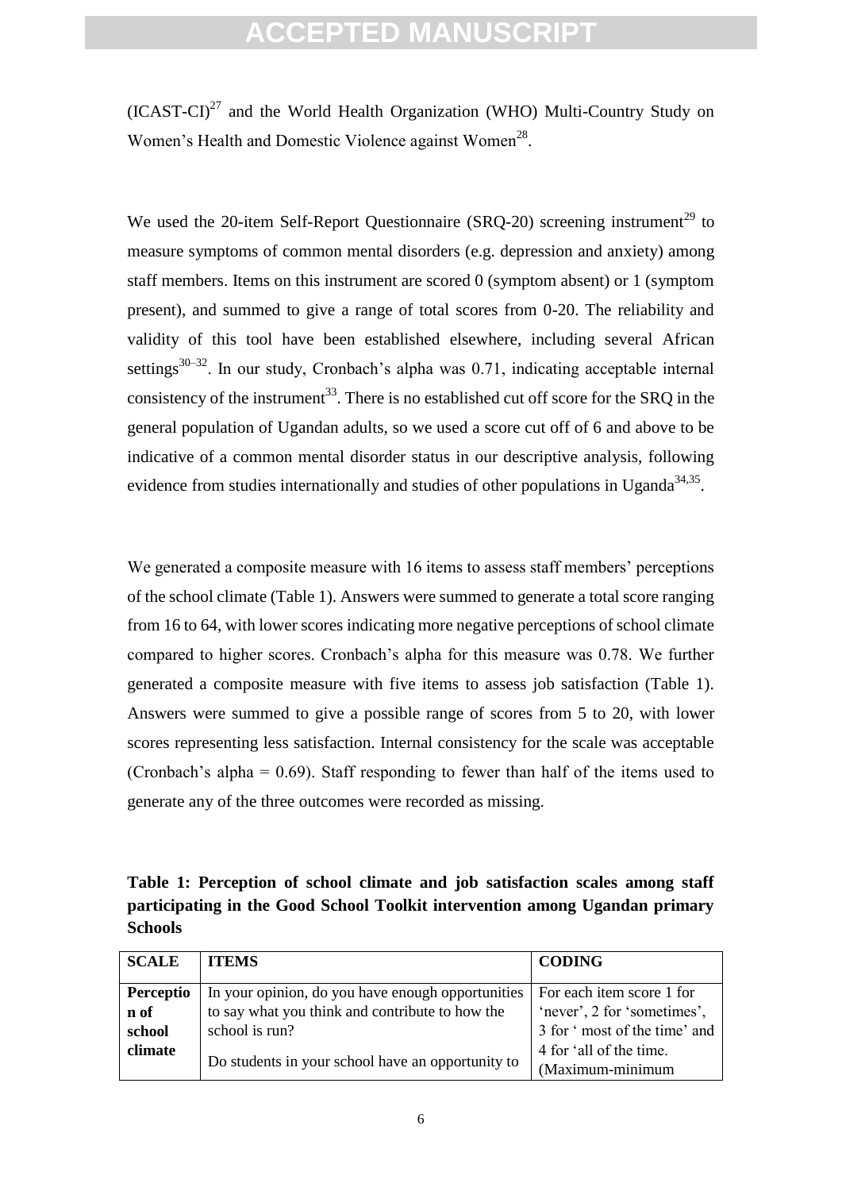(ICAST-CI)[27] and the World Health Organization (WHO) Multi-Country Study on Women's Health and Domestic Violence against Women[28].

We used the 20-item Self-Report Questionnaire (SRQ-20) screening instrument[29] to measure symptoms of common mental disorders (e.g. depression and anxiety) among staff members. Items on this instrument are scored 0 (symptom absent) or 1 (symptom present), and summed to give a range of total scores from 0-20. The reliability and validity of this tool have been established elsewhere, including several African settings[30–32]. In our study, Cronbach's alpha was 0.71, indicating acceptable internal consistency of the instrument[33]. There is no established cut off score for the SRQ in the general population of Ugandan adults, so we used a score cut off of 6 and above to be indicative of a common mental disorder status in our descriptive analysis, following evidence from studies internationally and studies of other populations in Uganda[34,35].

We generated a composite measure with 16 items to assess staff members' perceptions of the school climate (Table 1). Answers were summed to generate a total score ranging from 16 to 64, with lower scores indicating more negative perceptions of school climate compared to higher scores. Cronbach's alpha for this measure was 0.78. We further generated a composite measure with five items to assess job satisfaction (Table 1). Answers were summed to give a possible range of scores from 5 to 20, with lower scores representing less satisfaction. Internal consistency for the scale was acceptable (Cronbach's alpha = 0.69). Staff responding to fewer than half of the items used to generate any of the three outcomes were recorded as missing.

**Table 1: Perception of school climate and job satisfaction scales among staff participating in the Good School Toolkit intervention among Ugandan primary Schools**

| SCALE | ITEMS | CODING |
|---|---|---|
| **Perception of school climate** | In your opinion, do you have enough opportunities to say what you think and contribute to how the school is run?<br><br>Do students in your school have an opportunity to | For each item score 1 for 'never', 2 for 'sometimes', 3 for ' most of the time' and 4 for 'all of the time. (Maximum-minimum |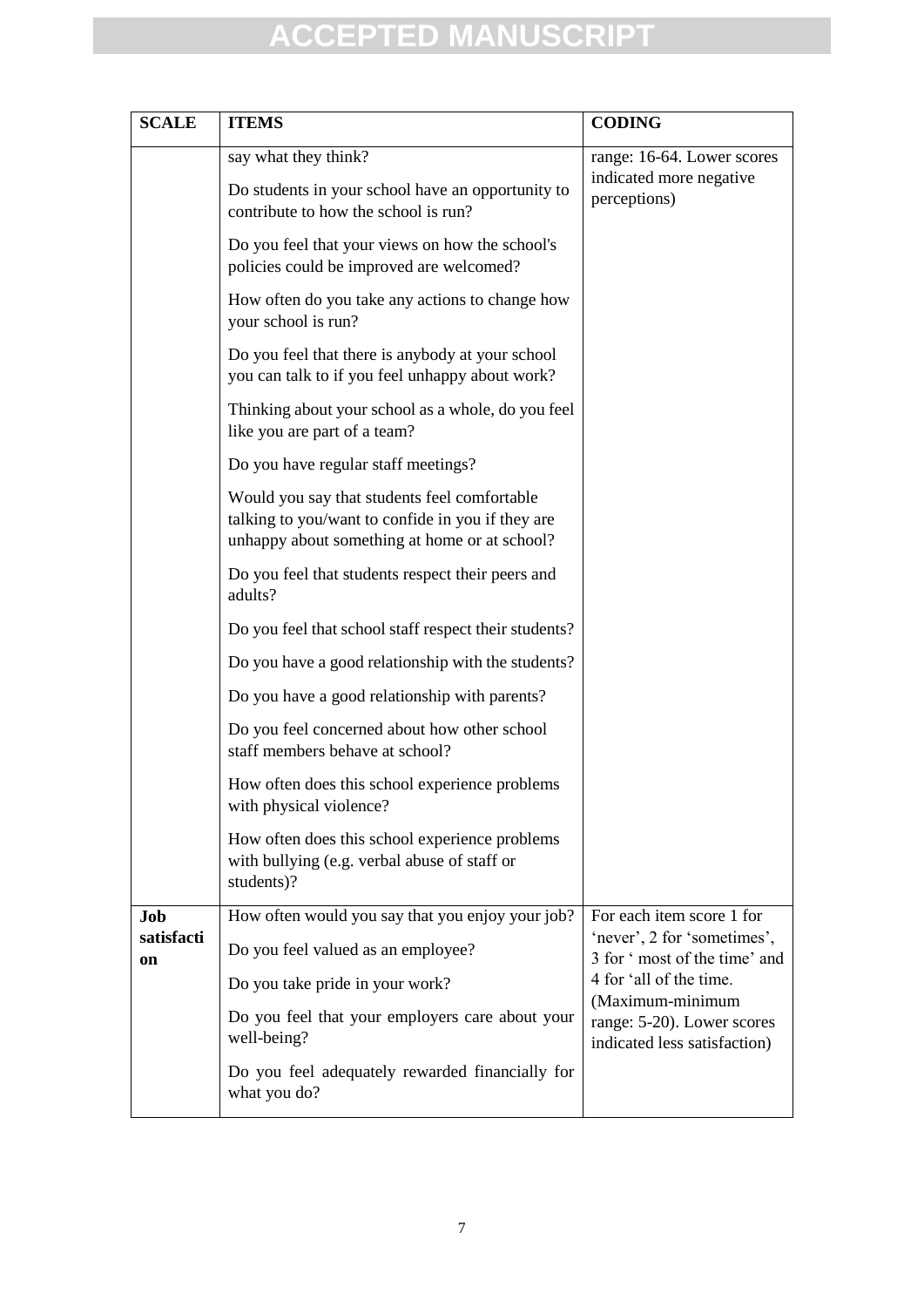| SCALE | ITEMS | CODING |
|---|---|---|
| | say what they think? | range: 16-64. Lower scores indicated more negative perceptions) |
| | Do students in your school have an opportunity to contribute to how the school is run? | |
| | Do you feel that your views on how the school's policies could be improved are welcomed? | |
| | How often do you take any actions to change how your school is run? | |
| | Do you feel that there is anybody at your school you can talk to if you feel unhappy about work? | |
| | Thinking about your school as a whole, do you feel like you are part of a team? | |
| | Do you have regular staff meetings? | |
| | Would you say that students feel comfortable talking to you/want to confide in you if they are unhappy about something at home or at school? | |
| | Do you feel that students respect their peers and adults? | |
| | Do you feel that school staff respect their students? | |
| | Do you have a good relationship with the students? | |
| | Do you have a good relationship with parents? | |
| | Do you feel concerned about how other school staff members behave at school? | |
| | How often does this school experience problems with physical violence? | |
| | How often does this school experience problems with bullying (e.g. verbal abuse of staff or students)? | |
| **Job satisfaction** | How often would you say that you enjoy your job? | For each item score 1 for 'never', 2 for 'sometimes', 3 for ' most of the time' and 4 for 'all of the time. (Maximum-minimum range: 5-20). Lower scores indicated less satisfaction) |
| | Do you feel valued as an employee? | |
| | Do you take pride in your work? | |
| | Do you feel that your employers care about your well-being? | |
| | Do you feel adequately rewarded financially for what you do? | |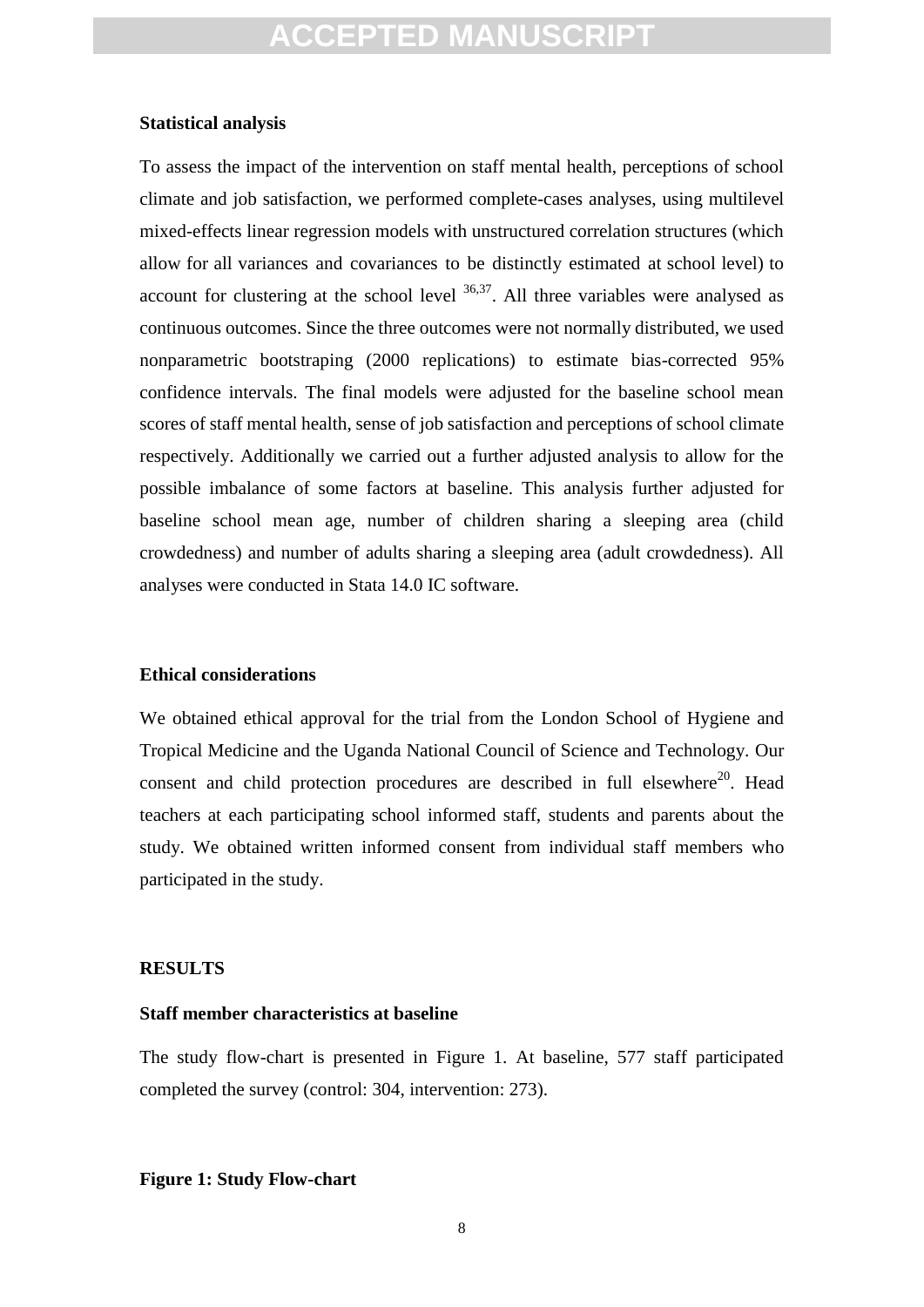**Statistical analysis**

To assess the impact of the intervention on staff mental health, perceptions of school climate and job satisfaction, we performed complete-cases analyses, using multilevel mixed-effects linear regression models with unstructured correlation structures (which allow for all variances and covariances to be distinctly estimated at school level) to account for clustering at the school level [36,37]. All three variables were analysed as continuous outcomes. Since the three outcomes were not normally distributed, we used nonparametric bootstraping (2000 replications) to estimate bias-corrected 95% confidence intervals. The final models were adjusted for the baseline school mean scores of staff mental health, sense of job satisfaction and perceptions of school climate respectively. Additionally we carried out a further adjusted analysis to allow for the possible imbalance of some factors at baseline. This analysis further adjusted for baseline school mean age, number of children sharing a sleeping area (child crowdedness) and number of adults sharing a sleeping area (adult crowdedness). All analyses were conducted in Stata 14.0 IC software.

**Ethical considerations**

We obtained ethical approval for the trial from the London School of Hygiene and Tropical Medicine and the Uganda National Council of Science and Technology. Our consent and child protection procedures are described in full elsewhere[20]. Head teachers at each participating school informed staff, students and parents about the study. We obtained written informed consent from individual staff members who participated in the study.

## RESULTS

**Staff member characteristics at baseline**

The study flow-chart is presented in Figure 1. At baseline, 577 staff participated completed the survey (control: 304, intervention: 273).

**Figure 1: Study Flow-chart**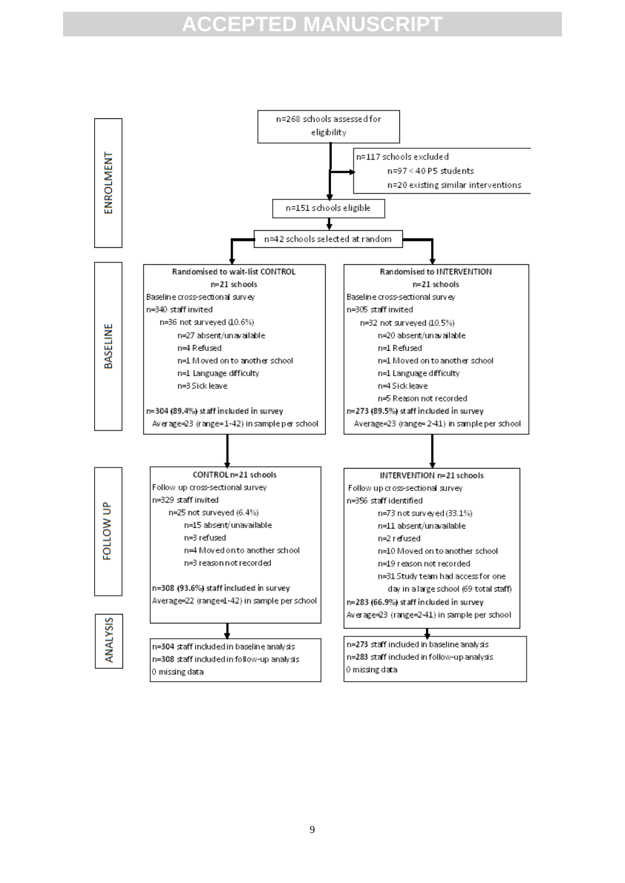ENROLMENT

n=268 schools assessed for eligibility

n=117 schools excluded
- n=97 < 40 P5 students
- n=20 existing similar interventions

n=151 schools eligible

n=42 schools selected at random

BASELINE

**Randomised to wait-list CONTROL**
**n=21 schools**
Baseline cross-sectional survey
n=340 staff invited
- n=36 not surveyed (10.6%)
  - n=27 absent/unavailable
  - n=4 Refused
  - n=1 Moved on to another school
  - n=1 Language difficulty
  - n=3 Sick leave

**n=304 (89.4%) staff included in survey**
Average=23 (range=1-42) in sample per school

**Randomised to INTERVENTION**
**n=21 schools**
Baseline cross-sectional survey
n=305 staff invited
- n=32 not surveyed (10.5%)
  - n=20 absent/unavailable
  - n=1 Refused
  - n=1 Moved on to another school
  - n=1 Language difficulty
  - n=4 Sick leave
  - n=5 Reason not recorded

**n=273 (89.5%) staff included in survey**
Average=23 (range= 2-41) in sample per school

FOLLOW UP

**CONTROL n=21 schools**
Follow up cross-sectional survey
n=329 staff invited
- n=25 not surveyed (6.4%)
  - n=15 absent/unavailable
  - n=3 refused
  - n=4 Moved on to another school
  - n=3 reason not recorded

**n=308 (93.6%) staff included in survey**
Average=22 (range=1-42) in sample per school

**INTERVENTION n=21 schools**
Follow up cross-sectional survey
n=356 staff identified
- n=73 not surveyed (33.1%)
- n=11 absent/unavailable
- n=2 refused
- n=10 Moved on to another school
- n=19 reason not recorded
- n=31 Study team had access for one day in a large school (69 total staff)

**n=283 (66.9%) staff included in survey**
Average=23 (range=2-41) in sample per school

ANALYSIS

n=304 staff included in baseline analysis
n=308 staff included in follow-up analysis
0 missing data

n=273 staff included in baseline analysis
n=283 staff included in follow-up analysis
0 missing data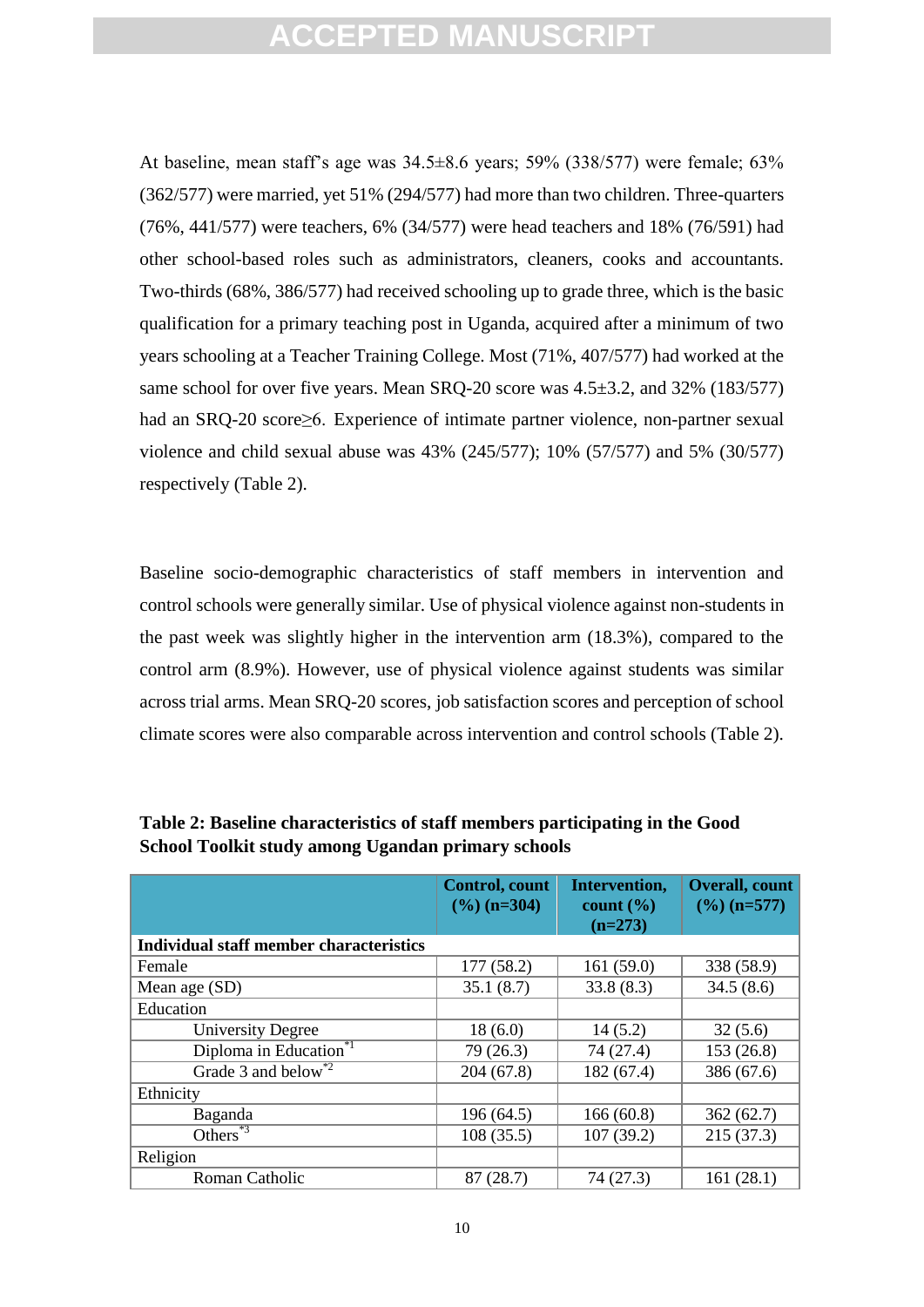At baseline, mean staff's age was 34.5±8.6 years; 59% (338/577) were female; 63% (362/577) were married, yet 51% (294/577) had more than two children. Three-quarters (76%, 441/577) were teachers, 6% (34/577) were head teachers and 18% (76/591) had other school-based roles such as administrators, cleaners, cooks and accountants. Two-thirds (68%, 386/577) had received schooling up to grade three, which is the basic qualification for a primary teaching post in Uganda, acquired after a minimum of two years schooling at a Teacher Training College. Most (71%, 407/577) had worked at the same school for over five years. Mean SRQ-20 score was 4.5±3.2, and 32% (183/577) had an SRQ-20 score≥6. Experience of intimate partner violence, non-partner sexual violence and child sexual abuse was 43% (245/577); 10% (57/577) and 5% (30/577) respectively (Table 2).

Baseline socio-demographic characteristics of staff members in intervention and control schools were generally similar. Use of physical violence against non-students in the past week was slightly higher in the intervention arm (18.3%), compared to the control arm (8.9%). However, use of physical violence against students was similar across trial arms. Mean SRQ-20 scores, job satisfaction scores and perception of school climate scores were also comparable across intervention and control schools (Table 2).

**Table 2: Baseline characteristics of staff members participating in the Good School Toolkit study among Ugandan primary schools**

| | Control, count (%) (n=304) | Intervention, count (%) (n=273) | Overall, count (%) (n=577) |
|---|---|---|---|
| **Individual staff member characteristics** | | | |
| Female | 177 (58.2) | 161 (59.0) | 338 (58.9) |
| Mean age (SD) | 35.1 (8.7) | 33.8 (8.3) | 34.5 (8.6) |
| Education | | | |
| University Degree | 18 (6.0) | 14 (5.2) | 32 (5.6) |
| Diploma in Education*1 | 79 (26.3) | 74 (27.4) | 153 (26.8) |
| Grade 3 and below*2 | 204 (67.8) | 182 (67.4) | 386 (67.6) |
| Ethnicity | | | |
| Baganda | 196 (64.5) | 166 (60.8) | 362 (62.7) |
| Others*3 | 108 (35.5) | 107 (39.2) | 215 (37.3) |
| Religion | | | |
| Roman Catholic | 87 (28.7) | 74 (27.3) | 161 (28.1) |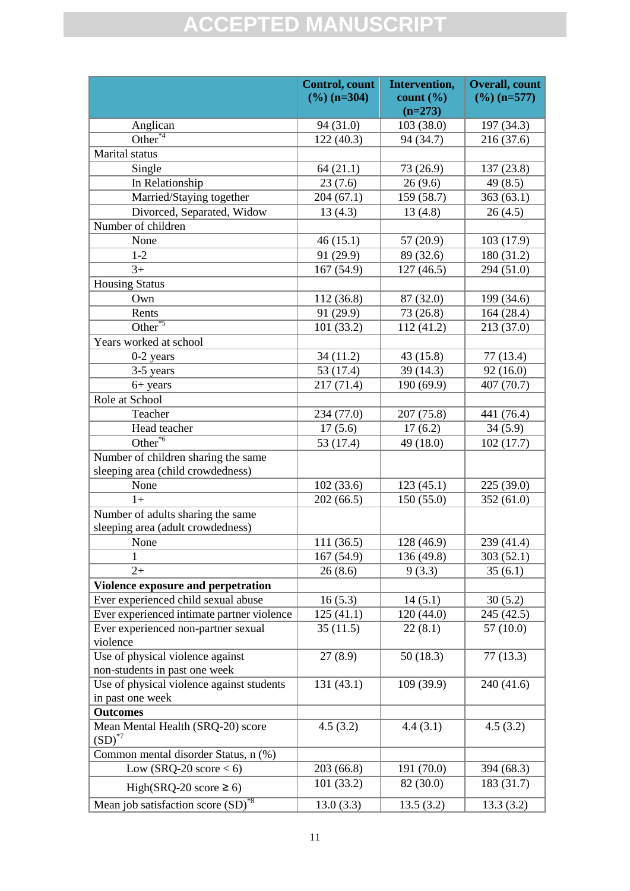| | Control, count (%) (n=304) | Intervention, count (%) (n=273) | Overall, count (%) (n=577) |
|---|---|---|---|
| Anglican | 94 (31.0) | 103 (38.0) | 197 (34.3) |
| Other[*4] | 122 (40.3) | 94 (34.7) | 216 (37.6) |
| Marital status | | | |
| Single | 64 (21.1) | 73 (26.9) | 137 (23.8) |
| In Relationship | 23 (7.6) | 26 (9.6) | 49 (8.5) |
| Married/Staying together | 204 (67.1) | 159 (58.7) | 363 (63.1) |
| Divorced, Separated, Widow | 13 (4.3) | 13 (4.8) | 26 (4.5) |
| Number of children | | | |
| None | 46 (15.1) | 57 (20.9) | 103 (17.9) |
| 1-2 | 91 (29.9) | 89 (32.6) | 180 (31.2) |
| 3+ | 167 (54.9) | 127 (46.5) | 294 (51.0) |
| Housing Status | | | |
| Own | 112 (36.8) | 87 (32.0) | 199 (34.6) |
| Rents | 91 (29.9) | 73 (26.8) | 164 (28.4) |
| Other[*5] | 101 (33.2) | 112 (41.2) | 213 (37.0) |
| Years worked at school | | | |
| 0-2 years | 34 (11.2) | 43 (15.8) | 77 (13.4) |
| 3-5 years | 53 (17.4) | 39 (14.3) | 92 (16.0) |
| 6+ years | 217 (71.4) | 190 (69.9) | 407 (70.7) |
| Role at School | | | |
| Teacher | 234 (77.0) | 207 (75.8) | 441 (76.4) |
| Head teacher | 17 (5.6) | 17 (6.2) | 34 (5.9) |
| Other[*6] | 53 (17.4) | 49 (18.0) | 102 (17.7) |
| Number of children sharing the same sleeping area (child crowdedness) | | | |
| None | 102 (33.6) | 123 (45.1) | 225 (39.0) |
| 1+ | 202 (66.5) | 150 (55.0) | 352 (61.0) |
| Number of adults sharing the same sleeping area (adult crowdedness) | | | |
| None | 111 (36.5) | 128 (46.9) | 239 (41.4) |
| 1 | 167 (54.9) | 136 (49.8) | 303 (52.1) |
| 2+ | 26 (8.6) | 9 (3.3) | 35 (6.1) |
| **Violence exposure and perpetration** | | | |
| Ever experienced child sexual abuse | 16 (5.3) | 14 (5.1) | 30 (5.2) |
| Ever experienced intimate partner violence | 125 (41.1) | 120 (44.0) | 245 (42.5) |
| Ever experienced non-partner sexual violence | 35 (11.5) | 22 (8.1) | 57 (10.0) |
| Use of physical violence against non-students in past one week | 27 (8.9) | 50 (18.3) | 77 (13.3) |
| Use of physical violence against students in past one week | 131 (43.1) | 109 (39.9) | 240 (41.6) |
| **Outcomes** | | | |
| Mean Mental Health (SRQ-20) score (SD)[*7] | 4.5 (3.2) | 4.4 (3.1) | 4.5 (3.2) |
| Common mental disorder Status, n (%) | | | |
| Low (SRQ-20 score < 6) | 203 (66.8) | 191 (70.0) | 394 (68.3) |
| High(SRQ-20 score ≥ 6) | 101 (33.2) | 82 (30.0) | 183 (31.7) |
| Mean job satisfaction score (SD)[*8] | 13.0 (3.3) | 13.5 (3.2) | 13.3 (3.2) |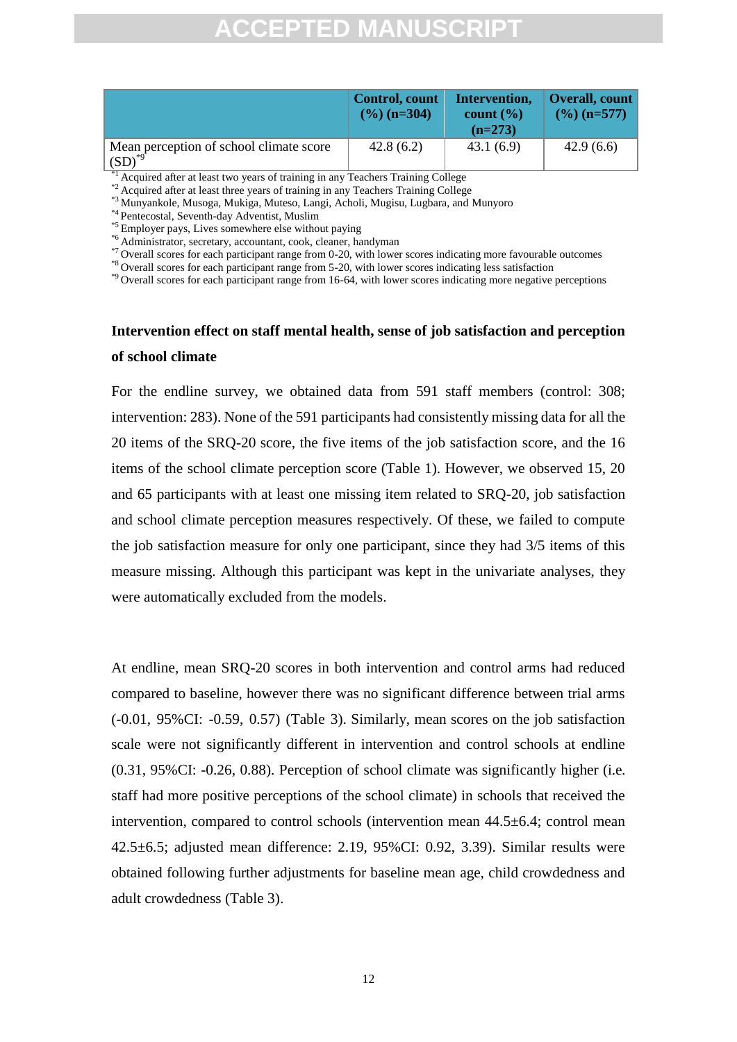| | Control, count (%) (n=304) | Intervention, count (%) (n=273) | Overall, count (%) (n=577) |
|---|---|---|---|
| Mean perception of school climate score (SD)[*9] | 42.8 (6.2) | 43.1 (6.9) | 42.9 (6.6) |

[*1] Acquired after at least two years of training in any Teachers Training College
[*2] Acquired after at least three years of training in any Teachers Training College
[*3] Munyankole, Musoga, Mukiga, Muteso, Langi, Acholi, Mugisu, Lugbara, and Munyoro
[*4] Pentecostal, Seventh-day Adventist, Muslim
[*5] Employer pays, Lives somewhere else without paying
[*6] Administrator, secretary, accountant, cook, cleaner, handyman
[*7] Overall scores for each participant range from 0-20, with lower scores indicating more favourable outcomes
[*8] Overall scores for each participant range from 5-20, with lower scores indicating less satisfaction
[*9] Overall scores for each participant range from 16-64, with lower scores indicating more negative perceptions

**Intervention effect on staff mental health, sense of job satisfaction and perception of school climate**

For the endline survey, we obtained data from 591 staff members (control: 308; intervention: 283). None of the 591 participants had consistently missing data for all the 20 items of the SRQ-20 score, the five items of the job satisfaction score, and the 16 items of the school climate perception score (Table 1). However, we observed 15, 20 and 65 participants with at least one missing item related to SRQ-20, job satisfaction and school climate perception measures respectively. Of these, we failed to compute the job satisfaction measure for only one participant, since they had 3/5 items of this measure missing. Although this participant was kept in the univariate analyses, they were automatically excluded from the models.

At endline, mean SRQ-20 scores in both intervention and control arms had reduced compared to baseline, however there was no significant difference between trial arms (-0.01, 95%CI: -0.59, 0.57) (Table 3). Similarly, mean scores on the job satisfaction scale were not significantly different in intervention and control schools at endline (0.31, 95%CI: -0.26, 0.88). Perception of school climate was significantly higher (i.e. staff had more positive perceptions of the school climate) in schools that received the intervention, compared to control schools (intervention mean 44.5±6.4; control mean 42.5±6.5; adjusted mean difference: 2.19, 95%CI: 0.92, 3.39). Similar results were obtained following further adjustments for baseline mean age, child crowdedness and adult crowdedness (Table 3).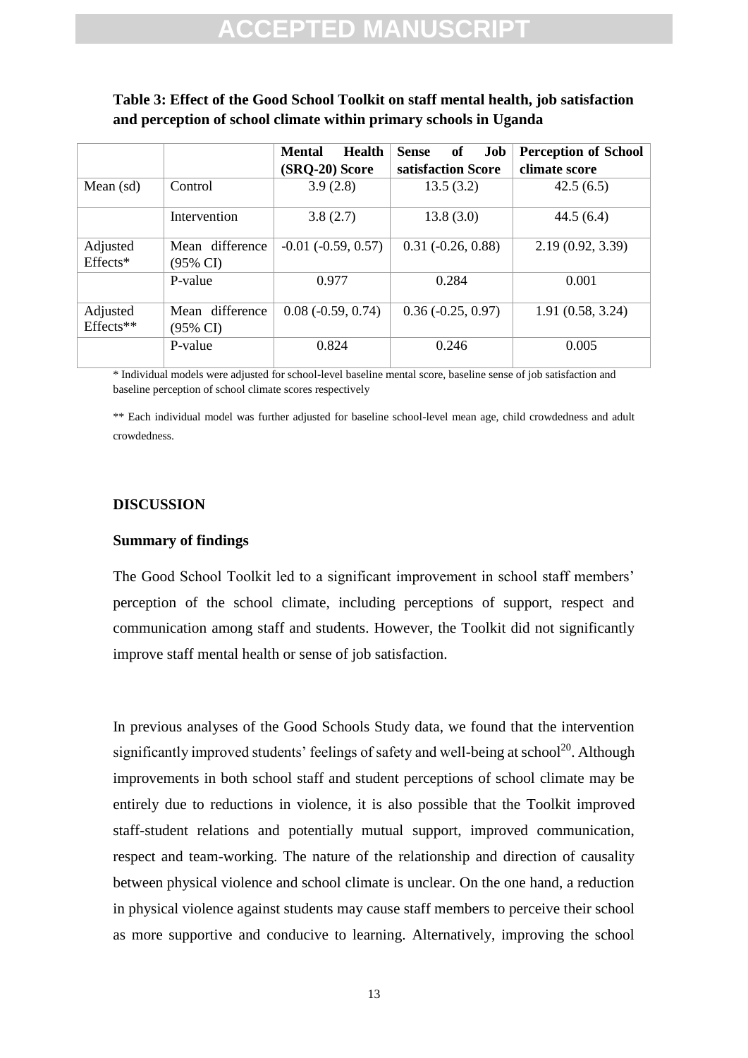**Table 3: Effect of the Good School Toolkit on staff mental health, job satisfaction and perception of school climate within primary schools in Uganda**

| | | Mental Health (SRQ-20) Score | Sense of Job satisfaction Score | Perception of School climate score |
|---|---|---|---|---|
| Mean (sd) | Control | 3.9 (2.8) | 13.5 (3.2) | 42.5 (6.5) |
| | Intervention | 3.8 (2.7) | 13.8 (3.0) | 44.5 (6.4) |
| Adjusted Effects* | Mean difference (95% CI) | -0.01 (-0.59, 0.57) | 0.31 (-0.26, 0.88) | 2.19 (0.92, 3.39) |
| | P-value | 0.977 | 0.284 | 0.001 |
| Adjusted Effects** | Mean difference (95% CI) | 0.08 (-0.59, 0.74) | 0.36 (-0.25, 0.97) | 1.91 (0.58, 3.24) |
| | P-value | 0.824 | 0.246 | 0.005 |

\* Individual models were adjusted for school-level baseline mental score, baseline sense of job satisfaction and baseline perception of school climate scores respectively

\*\* Each individual model was further adjusted for baseline school-level mean age, child crowdedness and adult crowdedness.

## DISCUSSION

### Summary of findings

The Good School Toolkit led to a significant improvement in school staff members' perception of the school climate, including perceptions of support, respect and communication among staff and students. However, the Toolkit did not significantly improve staff mental health or sense of job satisfaction.

In previous analyses of the Good Schools Study data, we found that the intervention significantly improved students' feelings of safety and well-being at school[20]. Although improvements in both school staff and student perceptions of school climate may be entirely due to reductions in violence, it is also possible that the Toolkit improved staff-student relations and potentially mutual support, improved communication, respect and team-working. The nature of the relationship and direction of causality between physical violence and school climate is unclear. On the one hand, a reduction in physical violence against students may cause staff members to perceive their school as more supportive and conducive to learning. Alternatively, improving the school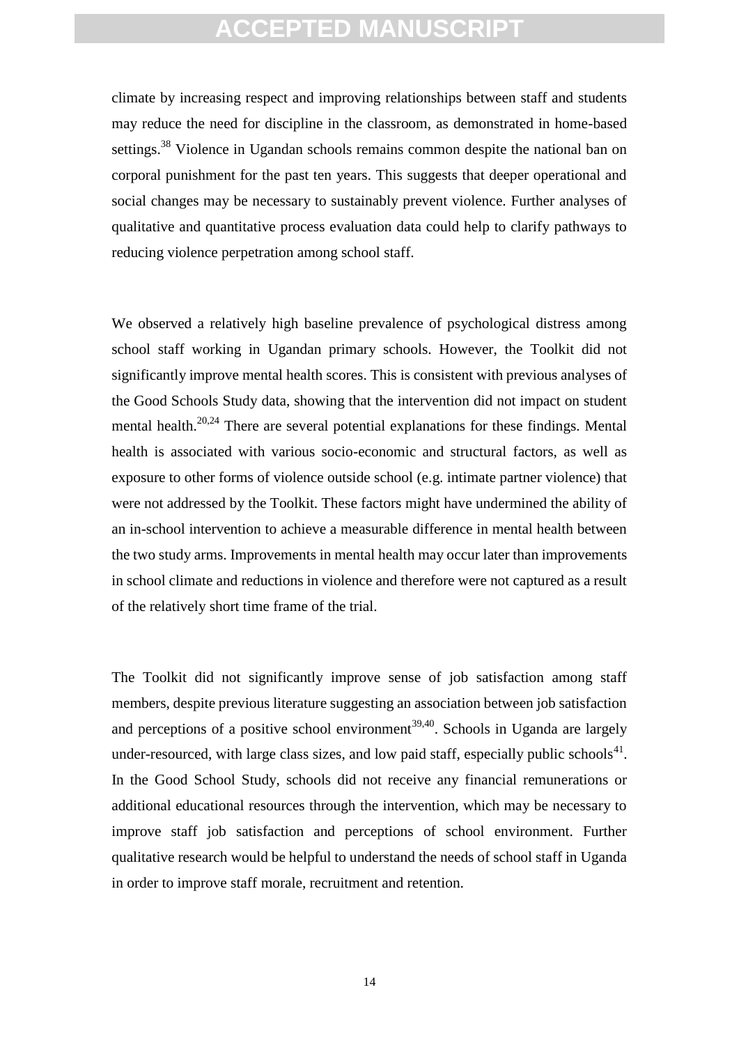climate by increasing respect and improving relationships between staff and students may reduce the need for discipline in the classroom, as demonstrated in home-based settings.[38] Violence in Ugandan schools remains common despite the national ban on corporal punishment for the past ten years. This suggests that deeper operational and social changes may be necessary to sustainably prevent violence. Further analyses of qualitative and quantitative process evaluation data could help to clarify pathways to reducing violence perpetration among school staff.

We observed a relatively high baseline prevalence of psychological distress among school staff working in Ugandan primary schools. However, the Toolkit did not significantly improve mental health scores. This is consistent with previous analyses of the Good Schools Study data, showing that the intervention did not impact on student mental health.[20,24] There are several potential explanations for these findings. Mental health is associated with various socio-economic and structural factors, as well as exposure to other forms of violence outside school (e.g. intimate partner violence) that were not addressed by the Toolkit. These factors might have undermined the ability of an in-school intervention to achieve a measurable difference in mental health between the two study arms. Improvements in mental health may occur later than improvements in school climate and reductions in violence and therefore were not captured as a result of the relatively short time frame of the trial.

The Toolkit did not significantly improve sense of job satisfaction among staff members, despite previous literature suggesting an association between job satisfaction and perceptions of a positive school environment[39,40]. Schools in Uganda are largely under-resourced, with large class sizes, and low paid staff, especially public schools[41]. In the Good School Study, schools did not receive any financial remunerations or additional educational resources through the intervention, which may be necessary to improve staff job satisfaction and perceptions of school environment. Further qualitative research would be helpful to understand the needs of school staff in Uganda in order to improve staff morale, recruitment and retention.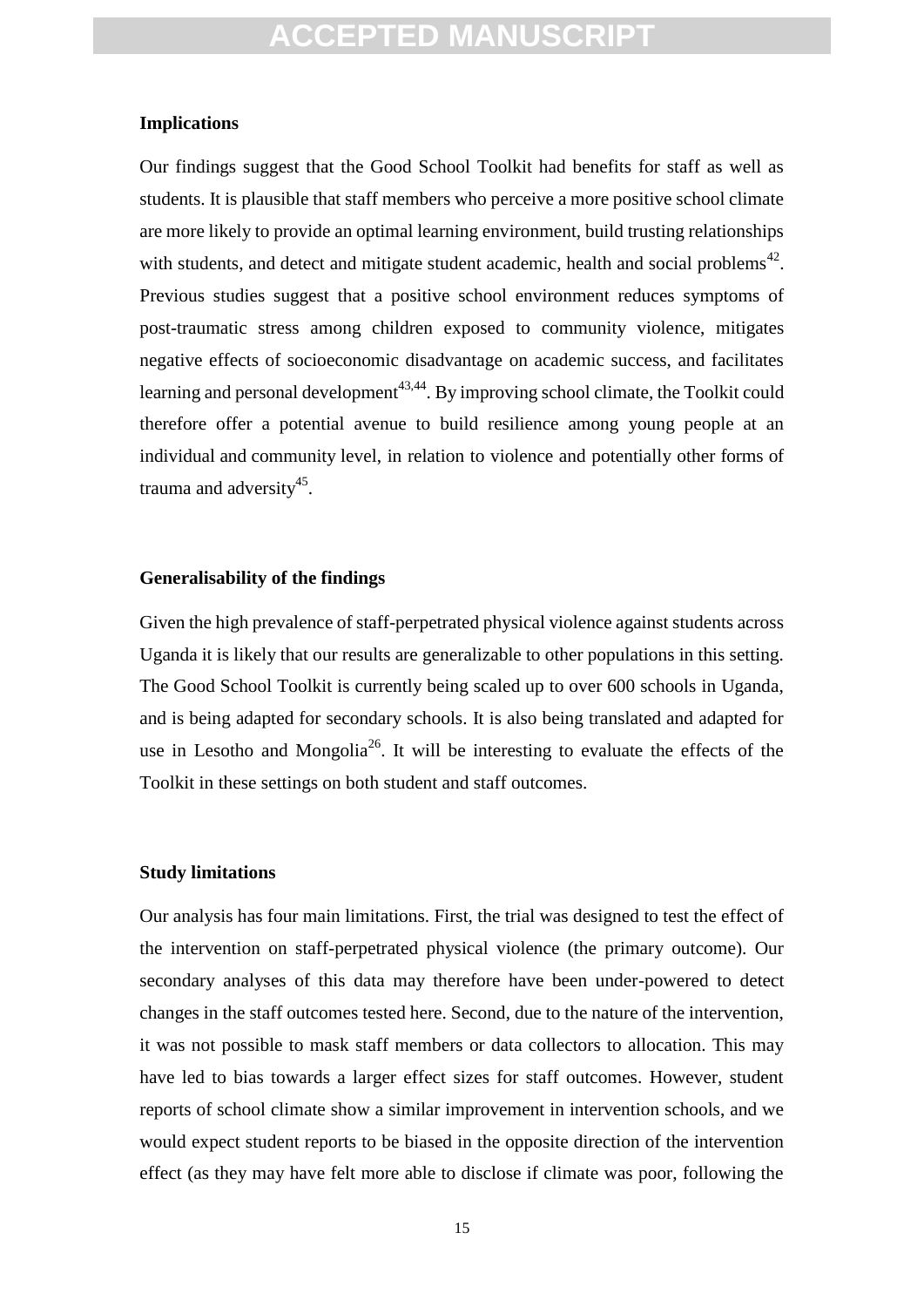### Implications

Our findings suggest that the Good School Toolkit had benefits for staff as well as students. It is plausible that staff members who perceive a more positive school climate are more likely to provide an optimal learning environment, build trusting relationships with students, and detect and mitigate student academic, health and social problems[42]. Previous studies suggest that a positive school environment reduces symptoms of post-traumatic stress among children exposed to community violence, mitigates negative effects of socioeconomic disadvantage on academic success, and facilitates learning and personal development[43,44]. By improving school climate, the Toolkit could therefore offer a potential avenue to build resilience among young people at an individual and community level, in relation to violence and potentially other forms of trauma and adversity[45].

### Generalisability of the findings

Given the high prevalence of staff-perpetrated physical violence against students across Uganda it is likely that our results are generalizable to other populations in this setting. The Good School Toolkit is currently being scaled up to over 600 schools in Uganda, and is being adapted for secondary schools. It is also being translated and adapted for use in Lesotho and Mongolia[26]. It will be interesting to evaluate the effects of the Toolkit in these settings on both student and staff outcomes.

### Study limitations

Our analysis has four main limitations. First, the trial was designed to test the effect of the intervention on staff-perpetrated physical violence (the primary outcome). Our secondary analyses of this data may therefore have been under-powered to detect changes in the staff outcomes tested here. Second, due to the nature of the intervention, it was not possible to mask staff members or data collectors to allocation. This may have led to bias towards a larger effect sizes for staff outcomes. However, student reports of school climate show a similar improvement in intervention schools, and we would expect student reports to be biased in the opposite direction of the intervention effect (as they may have felt more able to disclose if climate was poor, following the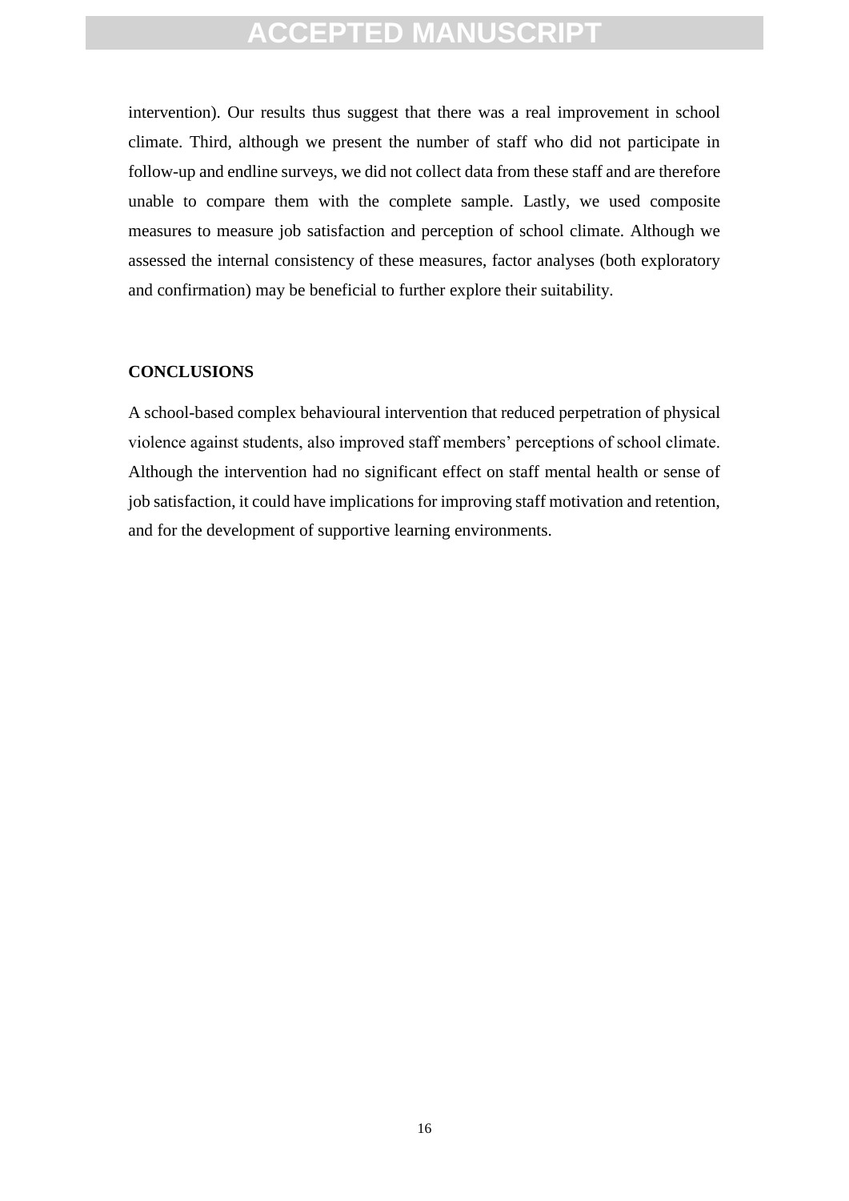intervention). Our results thus suggest that there was a real improvement in school climate. Third, although we present the number of staff who did not participate in follow-up and endline surveys, we did not collect data from these staff and are therefore unable to compare them with the complete sample. Lastly, we used composite measures to measure job satisfaction and perception of school climate. Although we assessed the internal consistency of these measures, factor analyses (both exploratory and confirmation) may be beneficial to further explore their suitability.

## CONCLUSIONS

A school-based complex behavioural intervention that reduced perpetration of physical violence against students, also improved staff members' perceptions of school climate. Although the intervention had no significant effect on staff mental health or sense of job satisfaction, it could have implications for improving staff motivation and retention, and for the development of supportive learning environments.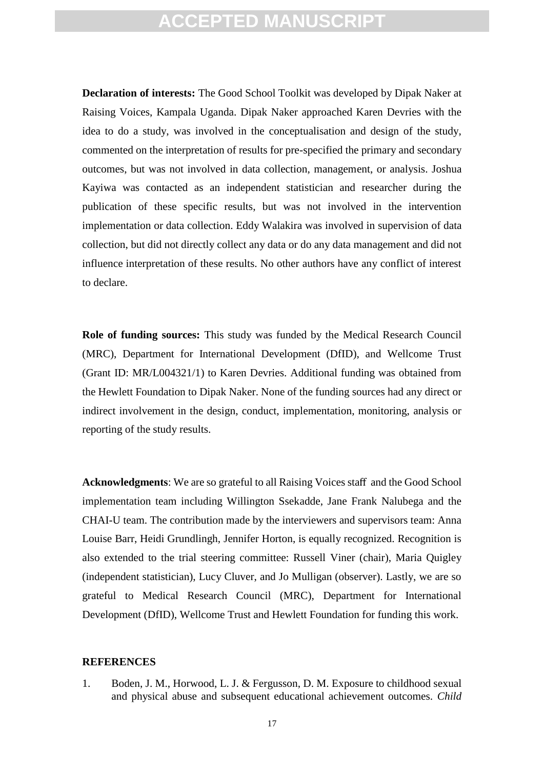**Declaration of interests:** The Good School Toolkit was developed by Dipak Naker at Raising Voices, Kampala Uganda. Dipak Naker approached Karen Devries with the idea to do a study, was involved in the conceptualisation and design of the study, commented on the interpretation of results for pre-specified the primary and secondary outcomes, but was not involved in data collection, management, or analysis. Joshua Kayiwa was contacted as an independent statistician and researcher during the publication of these specific results, but was not involved in the intervention implementation or data collection. Eddy Walakira was involved in supervision of data collection, but did not directly collect any data or do any data management and did not influence interpretation of these results. No other authors have any conflict of interest to declare.

**Role of funding sources:** This study was funded by the Medical Research Council (MRC), Department for International Development (DfID), and Wellcome Trust (Grant ID: MR/L004321/1) to Karen Devries. Additional funding was obtained from the Hewlett Foundation to Dipak Naker. None of the funding sources had any direct or indirect involvement in the design, conduct, implementation, monitoring, analysis or reporting of the study results.

**Acknowledgments**: We are so grateful to all Raising Voices staff and the Good School implementation team including Willington Ssekadde, Jane Frank Nalubega and the CHAI-U team. The contribution made by the interviewers and supervisors team: Anna Louise Barr, Heidi Grundlingh, Jennifer Horton, is equally recognized. Recognition is also extended to the trial steering committee: Russell Viner (chair), Maria Quigley (independent statistician), Lucy Cluver, and Jo Mulligan (observer). Lastly, we are so grateful to Medical Research Council (MRC), Department for International Development (DfID), Wellcome Trust and Hewlett Foundation for funding this work.

## REFERENCES

1. Boden, J. M., Horwood, L. J. & Fergusson, D. M. Exposure to childhood sexual and physical abuse and subsequent educational achievement outcomes. *Child*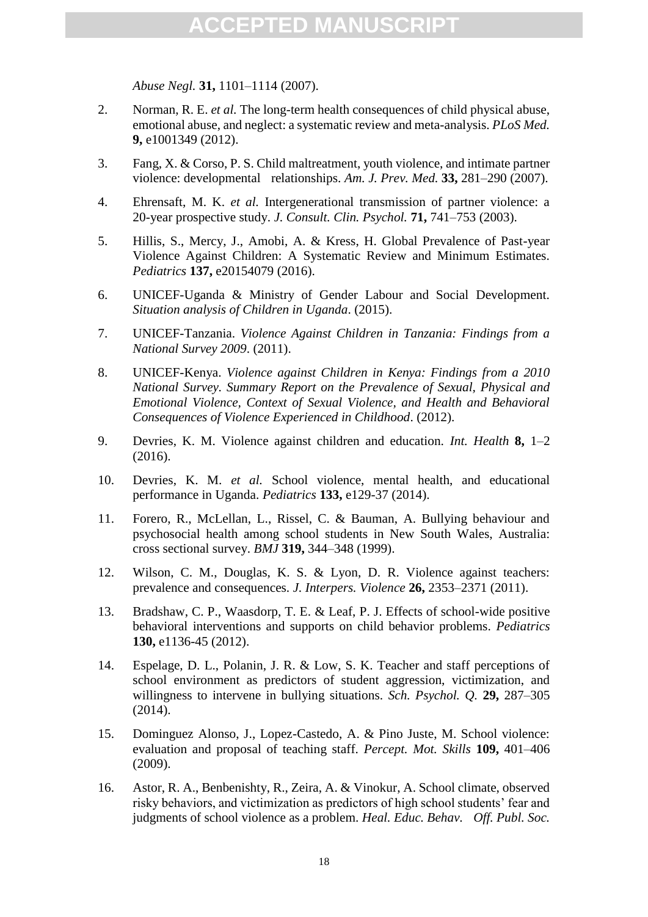*Abuse Negl.* **31,** 1101–1114 (2007).

2. Norman, R. E. *et al.* The long-term health consequences of child physical abuse, emotional abuse, and neglect: a systematic review and meta-analysis. *PLoS Med.* **9,** e1001349 (2012).

3. Fang, X. & Corso, P. S. Child maltreatment, youth violence, and intimate partner violence: developmental relationships. *Am. J. Prev. Med.* **33,** 281–290 (2007).

4. Ehrensaft, M. K. *et al.* Intergenerational transmission of partner violence: a 20-year prospective study. *J. Consult. Clin. Psychol.* **71,** 741–753 (2003).

5. Hillis, S., Mercy, J., Amobi, A. & Kress, H. Global Prevalence of Past-year Violence Against Children: A Systematic Review and Minimum Estimates. *Pediatrics* **137,** e20154079 (2016).

6. UNICEF-Uganda & Ministry of Gender Labour and Social Development. *Situation analysis of Children in Uganda*. (2015).

7. UNICEF-Tanzania. *Violence Against Children in Tanzania: Findings from a National Survey 2009*. (2011).

8. UNICEF-Kenya. *Violence against Children in Kenya: Findings from a 2010 National Survey. Summary Report on the Prevalence of Sexual, Physical and Emotional Violence, Context of Sexual Violence, and Health and Behavioral Consequences of Violence Experienced in Childhood*. (2012).

9. Devries, K. M. Violence against children and education. *Int. Health* **8,** 1–2 (2016).

10. Devries, K. M. *et al.* School violence, mental health, and educational performance in Uganda. *Pediatrics* **133,** e129-37 (2014).

11. Forero, R., McLellan, L., Rissel, C. & Bauman, A. Bullying behaviour and psychosocial health among school students in New South Wales, Australia: cross sectional survey. *BMJ* **319,** 344–348 (1999).

12. Wilson, C. M., Douglas, K. S. & Lyon, D. R. Violence against teachers: prevalence and consequences. *J. Interpers. Violence* **26,** 2353–2371 (2011).

13. Bradshaw, C. P., Waasdorp, T. E. & Leaf, P. J. Effects of school-wide positive behavioral interventions and supports on child behavior problems. *Pediatrics* **130,** e1136-45 (2012).

14. Espelage, D. L., Polanin, J. R. & Low, S. K. Teacher and staff perceptions of school environment as predictors of student aggression, victimization, and willingness to intervene in bullying situations. *Sch. Psychol. Q.* **29,** 287–305 (2014).

15. Dominguez Alonso, J., Lopez-Castedo, A. & Pino Juste, M. School violence: evaluation and proposal of teaching staff. *Percept. Mot. Skills* **109,** 401–406 (2009).

16. Astor, R. A., Benbenishty, R., Zeira, A. & Vinokur, A. School climate, observed risky behaviors, and victimization as predictors of high school students' fear and judgments of school violence as a problem. *Heal. Educ. Behav. Off. Publ. Soc.*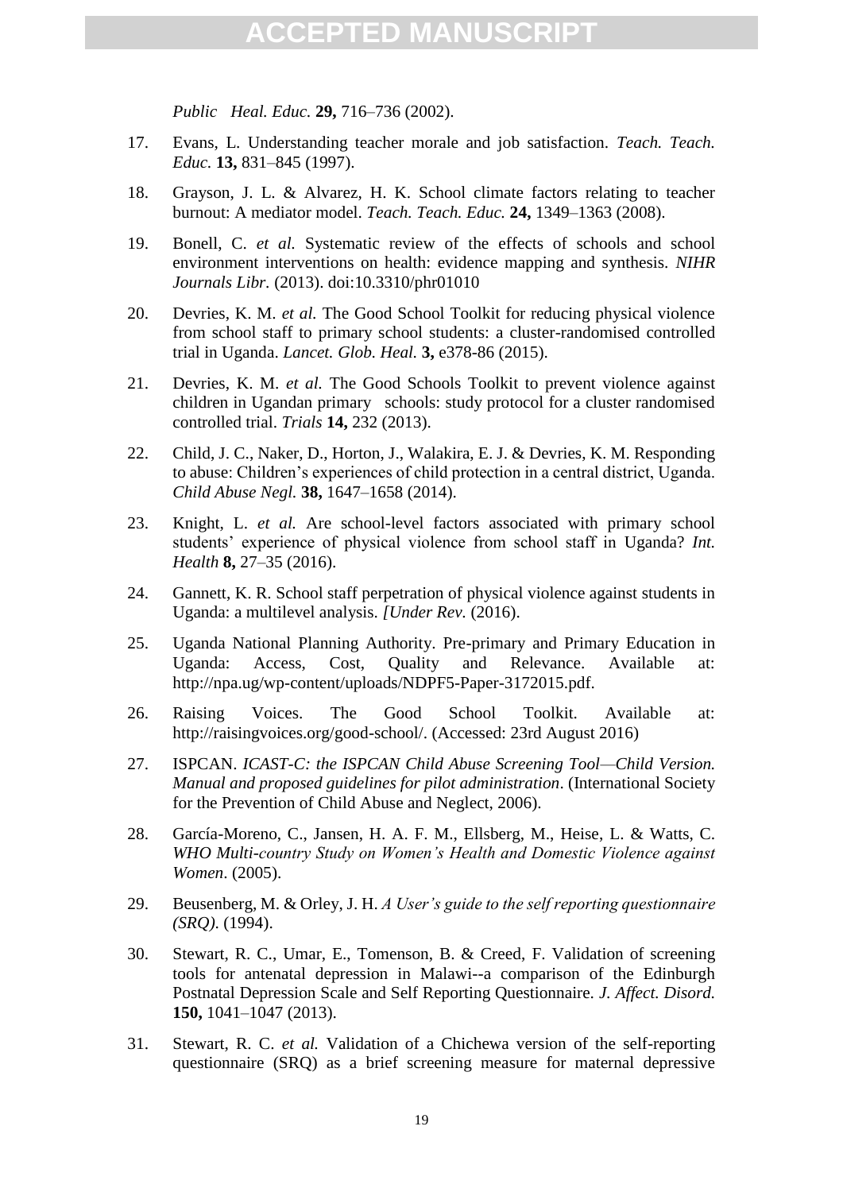*Public Heal. Educ.* **29,** 716–736 (2002).

17. Evans, L. Understanding teacher morale and job satisfaction. *Teach. Teach. Educ.* **13,** 831–845 (1997).

18. Grayson, J. L. & Alvarez, H. K. School climate factors relating to teacher burnout: A mediator model. *Teach. Teach. Educ.* **24,** 1349–1363 (2008).

19. Bonell, C. *et al.* Systematic review of the effects of schools and school environment interventions on health: evidence mapping and synthesis. *NIHR Journals Libr.* (2013). doi:10.3310/phr01010

20. Devries, K. M. *et al.* The Good School Toolkit for reducing physical violence from school staff to primary school students: a cluster-randomised controlled trial in Uganda. *Lancet. Glob. Heal.* **3,** e378-86 (2015).

21. Devries, K. M. *et al.* The Good Schools Toolkit to prevent violence against children in Ugandan primary schools: study protocol for a cluster randomised controlled trial. *Trials* **14,** 232 (2013).

22. Child, J. C., Naker, D., Horton, J., Walakira, E. J. & Devries, K. M. Responding to abuse: Children's experiences of child protection in a central district, Uganda. *Child Abuse Negl.* **38,** 1647–1658 (2014).

23. Knight, L. *et al.* Are school-level factors associated with primary school students' experience of physical violence from school staff in Uganda? *Int. Health* **8,** 27–35 (2016).

24. Gannett, K. R. School staff perpetration of physical violence against students in Uganda: a multilevel analysis. *[Under Rev.* (2016).

25. Uganda National Planning Authority. Pre-primary and Primary Education in Uganda: Access, Cost, Quality and Relevance. Available at: http://npa.ug/wp-content/uploads/NDPF5-Paper-3172015.pdf.

26. Raising Voices. The Good School Toolkit. Available at: http://raisingvoices.org/good-school/. (Accessed: 23rd August 2016)

27. ISPCAN. *ICAST-C: the ISPCAN Child Abuse Screening Tool—Child Version. Manual and proposed guidelines for pilot administration*. (International Society for the Prevention of Child Abuse and Neglect, 2006).

28. García-Moreno, C., Jansen, H. A. F. M., Ellsberg, M., Heise, L. & Watts, C. *WHO Multi-country Study on Women's Health and Domestic Violence against Women*. (2005).

29. Beusenberg, M. & Orley, J. H. *A User's guide to the self reporting questionnaire (SRQ)*. (1994).

30. Stewart, R. C., Umar, E., Tomenson, B. & Creed, F. Validation of screening tools for antenatal depression in Malawi--a comparison of the Edinburgh Postnatal Depression Scale and Self Reporting Questionnaire. *J. Affect. Disord.* **150,** 1041–1047 (2013).

31. Stewart, R. C. *et al.* Validation of a Chichewa version of the self-reporting questionnaire (SRQ) as a brief screening measure for maternal depressive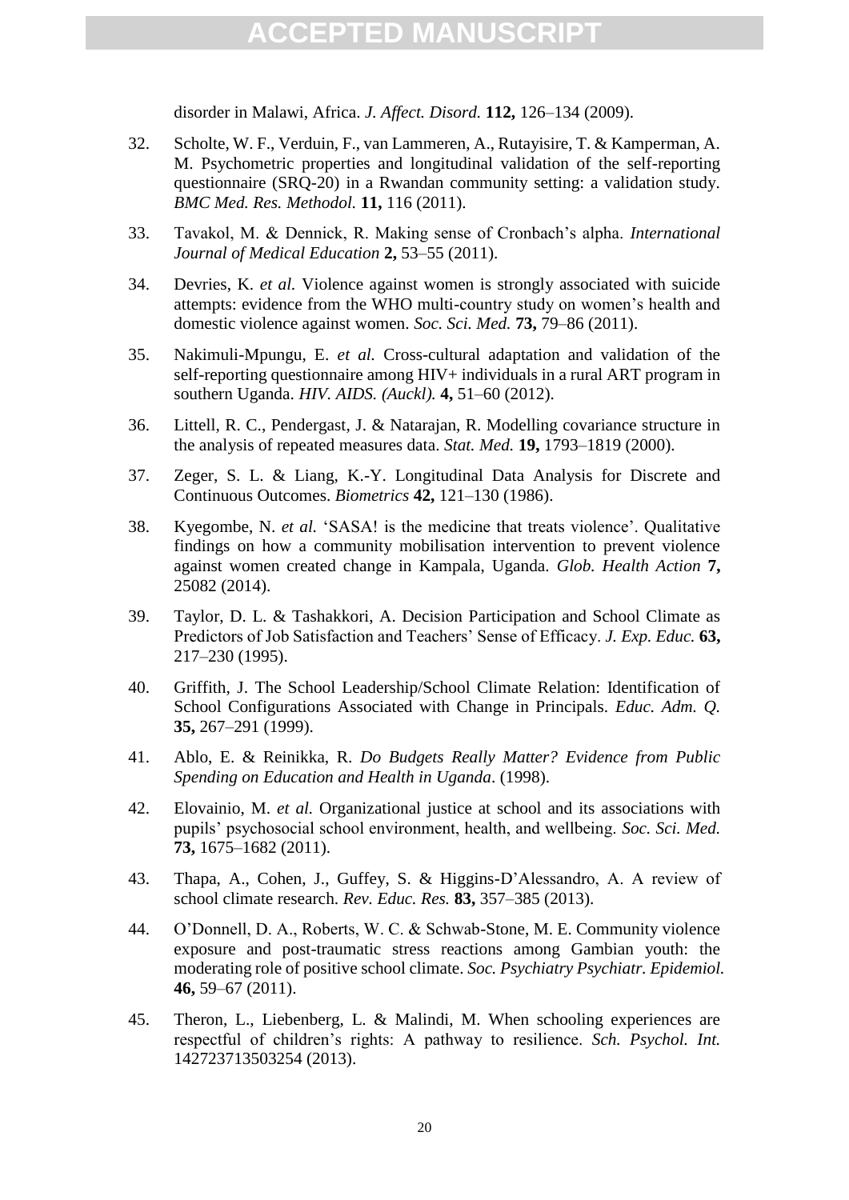disorder in Malawi, Africa. *J. Affect. Disord.* **112,** 126–134 (2009).

32. Scholte, W. F., Verduin, F., van Lammeren, A., Rutayisire, T. & Kamperman, A. M. Psychometric properties and longitudinal validation of the self-reporting questionnaire (SRQ-20) in a Rwandan community setting: a validation study. *BMC Med. Res. Methodol.* **11,** 116 (2011).

33. Tavakol, M. & Dennick, R. Making sense of Cronbach's alpha. *International Journal of Medical Education* **2,** 53–55 (2011).

34. Devries, K. *et al.* Violence against women is strongly associated with suicide attempts: evidence from the WHO multi-country study on women's health and domestic violence against women. *Soc. Sci. Med.* **73,** 79–86 (2011).

35. Nakimuli-Mpungu, E. *et al.* Cross-cultural adaptation and validation of the self-reporting questionnaire among HIV+ individuals in a rural ART program in southern Uganda. *HIV. AIDS. (Auckl).* **4,** 51–60 (2012).

36. Littell, R. C., Pendergast, J. & Natarajan, R. Modelling covariance structure in the analysis of repeated measures data. *Stat. Med.* **19,** 1793–1819 (2000).

37. Zeger, S. L. & Liang, K.-Y. Longitudinal Data Analysis for Discrete and Continuous Outcomes. *Biometrics* **42,** 121–130 (1986).

38. Kyegombe, N. *et al.* 'SASA! is the medicine that treats violence'. Qualitative findings on how a community mobilisation intervention to prevent violence against women created change in Kampala, Uganda. *Glob. Health Action* **7,** 25082 (2014).

39. Taylor, D. L. & Tashakkori, A. Decision Participation and School Climate as Predictors of Job Satisfaction and Teachers' Sense of Efficacy. *J. Exp. Educ.* **63,** 217–230 (1995).

40. Griffith, J. The School Leadership/School Climate Relation: Identification of School Configurations Associated with Change in Principals. *Educ. Adm. Q.* **35,** 267–291 (1999).

41. Ablo, E. & Reinikka, R. *Do Budgets Really Matter? Evidence from Public Spending on Education and Health in Uganda*. (1998).

42. Elovainio, M. *et al.* Organizational justice at school and its associations with pupils' psychosocial school environment, health, and wellbeing. *Soc. Sci. Med.* **73,** 1675–1682 (2011).

43. Thapa, A., Cohen, J., Guffey, S. & Higgins-D'Alessandro, A. A review of school climate research. *Rev. Educ. Res.* **83,** 357–385 (2013).

44. O'Donnell, D. A., Roberts, W. C. & Schwab-Stone, M. E. Community violence exposure and post-traumatic stress reactions among Gambian youth: the moderating role of positive school climate. *Soc. Psychiatry Psychiatr. Epidemiol.* **46,** 59–67 (2011).

45. Theron, L., Liebenberg, L. & Malindi, M. When schooling experiences are respectful of children's rights: A pathway to resilience. *Sch. Psychol. Int.* 142723713503254 (2013).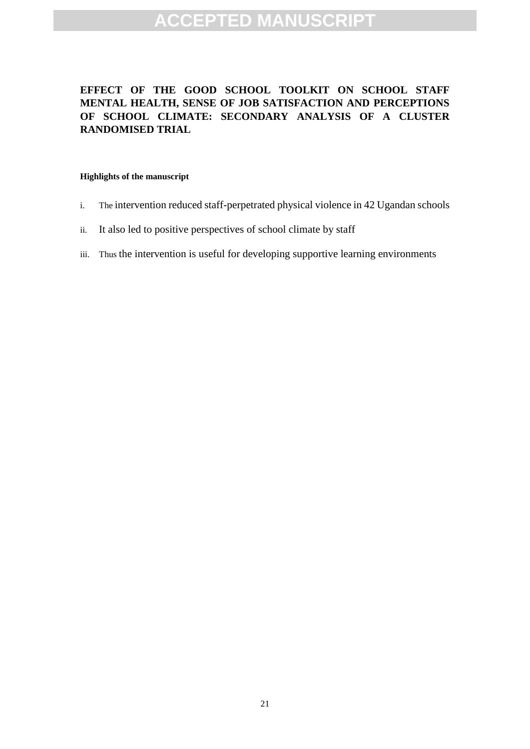**EFFECT OF THE GOOD SCHOOL TOOLKIT ON SCHOOL STAFF MENTAL HEALTH, SENSE OF JOB SATISFACTION AND PERCEPTIONS OF SCHOOL CLIMATE: SECONDARY ANALYSIS OF A CLUSTER RANDOMISED TRIAL**

**Highlights of the manuscript**

i. The intervention reduced staff-perpetrated physical violence in 42 Ugandan schools

ii. It also led to positive perspectives of school climate by staff

iii. Thus the intervention is useful for developing supportive learning environments